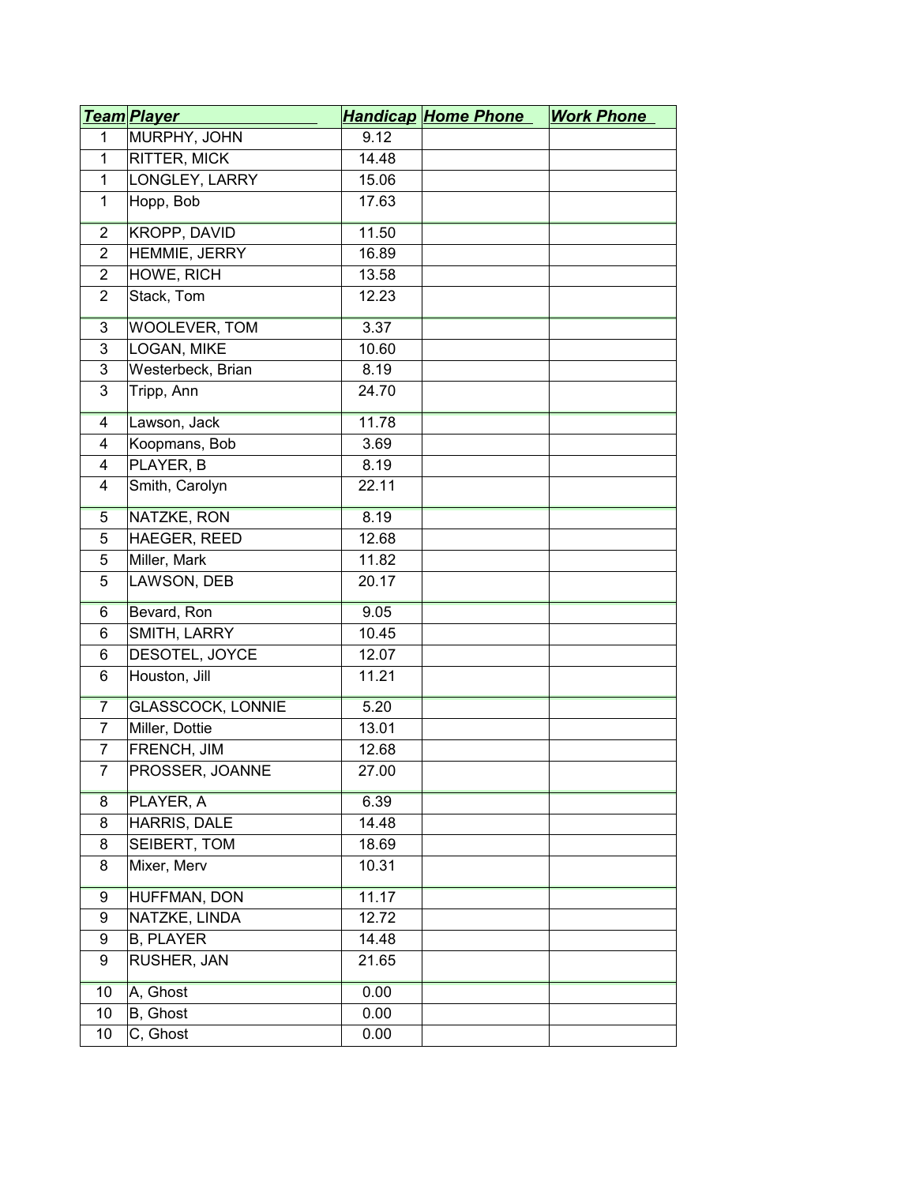| ***Team*** | ***Player*** | ***Handicap*** | ***Home Phone*** | ***Work Phone*** |
|---|---|---|---|---|
| 1 | MURPHY, JOHN | 9.12 | | |
| 1 | RITTER, MICK | 14.48 | | |
| 1 | LONGLEY, LARRY | 15.06 | | |
| 1 | Hopp, Bob | 17.63 | | |
| 2 | KROPP, DAVID | 11.50 | | |
| 2 | HEMMIE, JERRY | 16.89 | | |
| 2 | HOWE, RICH | 13.58 | | |
| 2 | Stack, Tom | 12.23 | | |
| 3 | WOOLEVER, TOM | 3.37 | | |
| 3 | LOGAN, MIKE | 10.60 | | |
| 3 | Westerbeck, Brian | 8.19 | | |
| 3 | Tripp, Ann | 24.70 | | |
| 4 | Lawson, Jack | 11.78 | | |
| 4 | Koopmans, Bob | 3.69 | | |
| 4 | PLAYER, B | 8.19 | | |
| 4 | Smith, Carolyn | 22.11 | | |
| 5 | NATZKE, RON | 8.19 | | |
| 5 | HAEGER, REED | 12.68 | | |
| 5 | Miller, Mark | 11.82 | | |
| 5 | LAWSON, DEB | 20.17 | | |
| 6 | Bevard, Ron | 9.05 | | |
| 6 | SMITH, LARRY | 10.45 | | |
| 6 | DESOTEL, JOYCE | 12.07 | | |
| 6 | Houston, Jill | 11.21 | | |
| 7 | GLASSCOCK, LONNIE | 5.20 | | |
| 7 | Miller, Dottie | 13.01 | | |
| 7 | FRENCH, JIM | 12.68 | | |
| 7 | PROSSER, JOANNE | 27.00 | | |
| 8 | PLAYER, A | 6.39 | | |
| 8 | HARRIS, DALE | 14.48 | | |
| 8 | SEIBERT, TOM | 18.69 | | |
| 8 | Mixer, Merv | 10.31 | | |
| 9 | HUFFMAN, DON | 11.17 | | |
| 9 | NATZKE, LINDA | 12.72 | | |
| 9 | B, PLAYER | 14.48 | | |
| 9 | RUSHER, JAN | 21.65 | | |
| 10 | A, Ghost | 0.00 | | |
| 10 | B, Ghost | 0.00 | | |
| 10 | C, Ghost | 0.00 | | |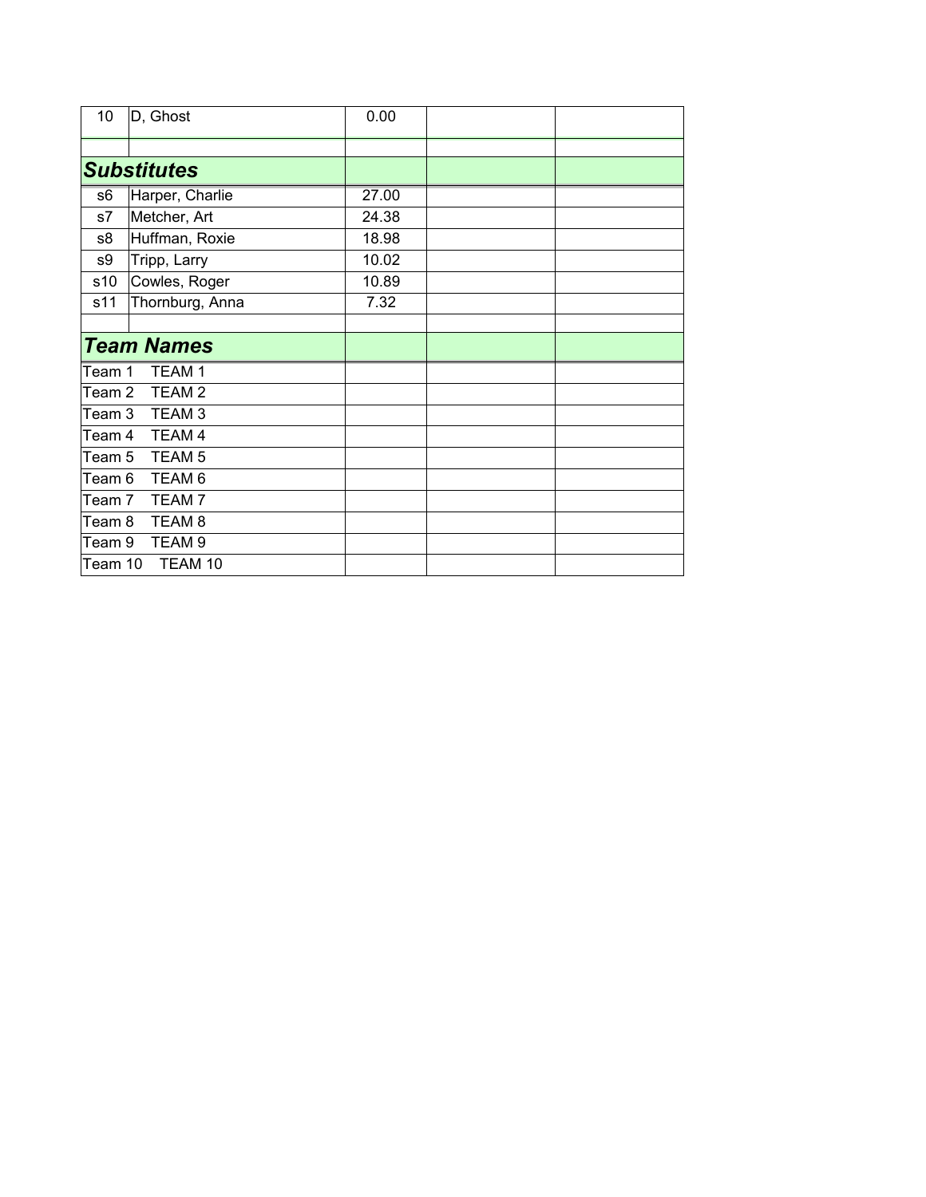| | | | | |
|---|---|---|---|---|
| 10 | D, Ghost | 0.00 | | |
| | | | | |
| ***Substitutes*** | | | | |
| s6 | Harper, Charlie | 27.00 | | |
| s7 | Metcher, Art | 24.38 | | |
| s8 | Huffman, Roxie | 18.98 | | |
| s9 | Tripp, Larry | 10.02 | | |
| s10 | Cowles, Roger | 10.89 | | |
| s11 | Thornburg, Anna | 7.32 | | |
| | | | | |
| ***Team Names*** | | | | |
| Team 1 | TEAM 1 | | | |
| Team 2 | TEAM 2 | | | |
| Team 3 | TEAM 3 | | | |
| Team 4 | TEAM 4 | | | |
| Team 5 | TEAM 5 | | | |
| Team 6 | TEAM 6 | | | |
| Team 7 | TEAM 7 | | | |
| Team 8 | TEAM 8 | | | |
| Team 9 | TEAM 9 | | | |
| Team 10 | TEAM 10 | | | |